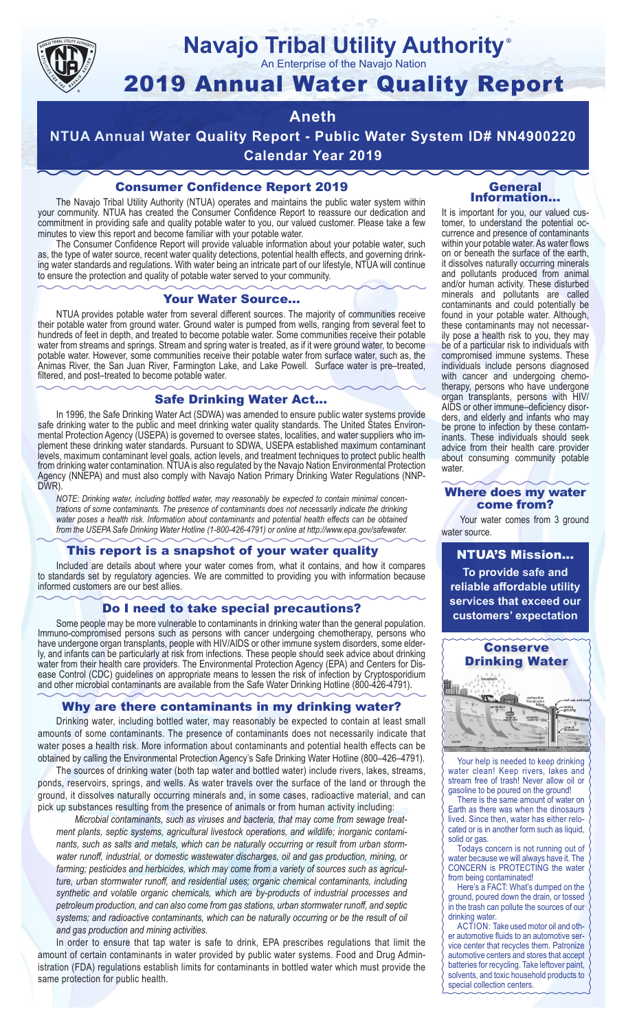# Navajo Tribal Utility Authority®

An Enterprise of the Navajo Nation

# 2019 Annual Water Quality Report

## Aneth

## NTUA Annual Water Quality Report - Public Water System ID# NN4900220

### Calendar Year 2019

## Consumer Confidence Report 2019

The Navajo Tribal Utility Authority (NTUA) operates and maintains the public water system within your community. NTUA has created the Consumer Confidence Report to reassure our dedication and commitment in providing safe and quality potable water to you, our valued customer. Please take a few minutes to view this report and become familiar with your potable water.

The Consumer Confidence Report will provide valuable information about your potable water, such as, the type of water source, recent water quality detections, potential health effects, and governing drinking water standards and regulations. With water being an intricate part of our lifestyle, NTUA will continue to ensure the protection and quality of potable water served to your community.

## Your Water Source…

NTUA provides potable water from several different sources. The majority of communities receive their potable water from ground water. Ground water is pumped from wells, ranging from several feet to hundreds of feet in depth, and treated to become potable water. Some communities receive their potable water from streams and springs. Stream and spring water is treated, as if it were ground water, to become potable water. However, some communities receive their potable water from surface water, such as, the Animas River, the San Juan River, Farmington Lake, and Lake Powell. Surface water is pre–treated, filtered, and post–treated to become potable water.

## Safe Drinking Water Act…

In 1996, the Safe Drinking Water Act (SDWA) was amended to ensure public water systems provide safe drinking water to the public and meet drinking water quality standards. The United States Environmental Protection Agency (USEPA) is governed to oversee states, localities, and water suppliers who implement these drinking water standards. Pursuant to SDWA, USEPA established maximum contaminant levels, maximum contaminant level goals, action levels, and treatment techniques to protect public health from drinking water contamination. NTUA is also regulated by the Navajo Nation Environmental Protection Agency (NNEPA) and must also comply with Navajo Nation Primary Drinking Water Regulations (NNPDWR).

*NOTE: Drinking water, including bottled water, may reasonably be expected to contain minimal concentrations of some contaminants. The presence of contaminants does not necessarily indicate the drinking water poses a health risk. Information about contaminants and potential health effects can be obtained from the USEPA Safe Drinking Water Hotline (1-800-426-4791) or online at http://www.epa.gov/safewater.*

## This report is a snapshot of your water quality

Included are details about where your water comes from, what it contains, and how it compares to standards set by regulatory agencies. We are committed to providing you with information because informed customers are our best allies.

## Do I need to take special precautions?

Some people may be more vulnerable to contaminants in drinking water than the general population. Immuno-compromised persons such as persons with cancer undergoing chemotherapy, persons who have undergone organ transplants, people with HIV/AIDS or other immune system disorders, some elderly, and infants can be particularly at risk from infections. These people should seek advice about drinking water from their health care providers. The Environmental Protection Agency (EPA) and Centers for Disease Control (CDC) guidelines on appropriate means to lessen the risk of infection by Cryptosporidium and other microbial contaminants are available from the Safe Water Drinking Hotline (800-426-4791).

## Why are there contaminants in my drinking water?

Drinking water, including bottled water, may reasonably be expected to contain at least small amounts of some contaminants. The presence of contaminants does not necessarily indicate that water poses a health risk. More information about contaminants and potential health effects can be obtained by calling the Environmental Protection Agency's Safe Drinking Water Hotline (800–426–4791).

The sources of drinking water (both tap water and bottled water) include rivers, lakes, streams, ponds, reservoirs, springs, and wells. As water travels over the surface of the land or through the ground, it dissolves naturally occurring minerals and, in some cases, radioactive material, and can pick up substances resulting from the presence of animals or from human activity including:

*Microbial contaminants, such as viruses and bacteria, that may come from sewage treatment plants, septic systems, agricultural livestock operations, and wildlife; inorganic contaminants, such as salts and metals, which can be naturally occurring or result from urban stormwater runoff, industrial, or domestic wastewater discharges, oil and gas production, mining, or farming; pesticides and herbicides, which may come from a variety of sources such as agriculture, urban stormwater runoff, and residential uses; organic chemical contaminants, including synthetic and volatile organic chemicals, which are by-products of industrial processes and petroleum production, and can also come from gas stations, urban stormwater runoff, and septic systems; and radioactive contaminants, which can be naturally occurring or be the result of oil and gas production and mining activities.*

In order to ensure that tap water is safe to drink, EPA prescribes regulations that limit the amount of certain contaminants in water provided by public water systems. Food and Drug Administration (FDA) regulations establish limits for contaminants in bottled water which must provide the same protection for public health.

## General Information…

It is important for you, our valued customer, to understand the potential occurrence and presence of contaminants within your potable water. As water flows on or beneath the surface of the earth, it dissolves naturally occurring minerals and pollutants produced from animal and/or human activity. These disturbed minerals and pollutants are called contaminants and could potentially be found in your potable water. Although, these contaminants may not necessarily pose a health risk to you, they may be of a particular risk to individuals with compromised immune systems. These individuals include persons diagnosed with cancer and undergoing chemotherapy, persons who have undergone organ transplants, persons with HIV/AIDS or other immune–deficiency disorders, and elderly and infants who may be prone to infection by these contaminants. These individuals should seek advice from their health care provider about consuming community potable water.

## Where does my water come from?

Your water comes from 3 ground water source.

## NTUA'S Mission…

**To provide safe and reliable affordable utility services that exceed our customers' expectation**

## Conserve Drinking Water

Your help is needed to keep drinking water clean! Keep rivers, lakes and stream free of trash! Never allow oil or gasoline to be poured on the ground!

There is the same amount of water on Earth as there was when the dinosaurs lived. Since then, water has either relocated or is in another form such as liquid, solid or gas.

Todays concern is not running out of water because we will always have it. The CONCERN is PROTECTING the water from being contaminated!

Here's a FACT: What's dumped on the ground, poured down the drain, or tossed in the trash can pollute the sources of our drinking water.

ACTION: Take used motor oil and other automotive fluids to an automotive service center that recycles them. Patronize automotive centers and stores that accept batteries for recycling. Take leftover paint, solvents, and toxic household products to special collection centers.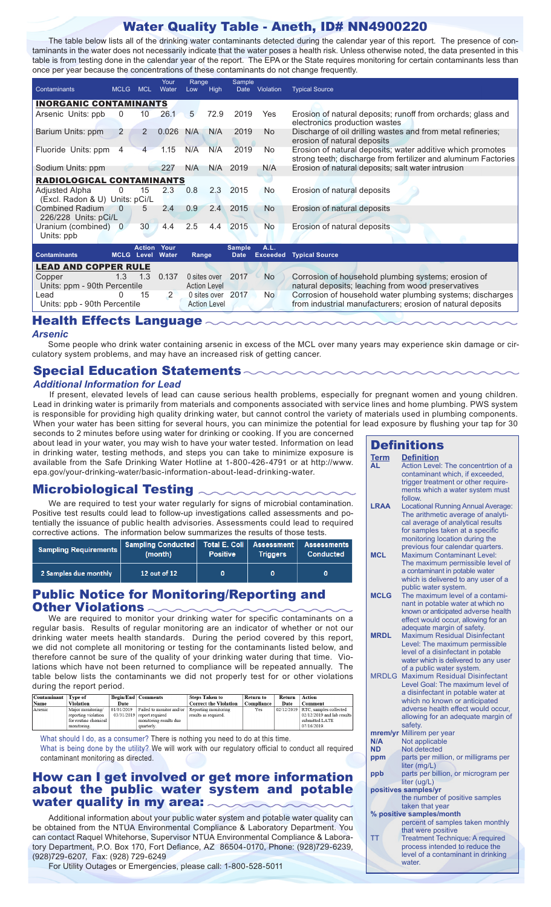# Water Quality Table - Aneth, ID# NN4900220

The table below lists all of the drinking water contaminants detected during the calendar year of this report. The presence of contaminants in the water does not necessarily indicate that the water poses a health risk. Unless otherwise noted, the data presented in this table is from testing done in the calendar year of the report. The EPA or the State requires monitoring for certain contaminants less than once per year because the concentrations of these contaminants do not change frequently.

| Contaminants | MCLG | MCL | Your Water | Range Low | Range High | Sample Date | Violation | Typical Source |
|---|---|---|---|---|---|---|---|---|
| **INORGANIC CONTAMINANTS** | | | | | | | | |
| Arsenic Units: ppb | 0 | 10 | 26.1 | 5 | 72.9 | 2019 | Yes | Erosion of natural deposits; runoff from orchards; glass and electronics production wastes |
| Barium Units: ppm | 2 | 2 | 0.026 | N/A | N/A | 2019 | No | Discharge of oil drilling wastes and from metal refineries; erosion of natural deposits |
| Fluoride Units: ppm | 4 | 4 | 1.15 | N/A | N/A | 2019 | No | Erosion of natural deposits; water additive which promotes strong teeth; discharge from fertilizer and aluminum Factories |
| Sodium Units: ppm | | | 227 | N/A | N/A | 2019 | N/A | Erosion of natural deposits; salt water intrusion |
| **RADIOLOGICAL CONTAMINANTS** | | | | | | | | |
| Adjusted Alpha (Excl. Radon & U) Units: pCi/L | 0 | 15 | 2.3 | 0.8 | 2.3 | 2015 | No | Erosion of natural deposits |
| Combined Radium 226/228 Units: pCi/L | 0 | 5 | 2.4 | 0.9 | 2.4 | 2015 | No | Erosion of natural deposits |
| Uranium (combined) Units: ppb | 0 | 30 | 4.4 | 2.5 | 4.4 | 2015 | No | Erosion of natural deposits |

| Contaminants | MCLG | Action Level | Your Water | Range | Sample Date | A.L. Exceeded | Typical Source |
|---|---|---|---|---|---|---|---|
| **LEAD AND COPPER RULE** | | | | | | | |
| Copper Units: ppm - 90th Percentile | 1.3 | 1.3 | 0.137 | 0 sites over Action Level | 2017 | No | Corrosion of household plumbing systems; erosion of natural deposits; leaching from wood preservatives |
| Lead Units: ppb - 90th Percentile | 0 | 15 | 2 | 0 sites over Action Level | 2017 | No | Corrosion of household water plumbing systems; discharges from industrial manufacturers; erosion of natural deposits |

## Health Effects Language

### *Arsenic*

Some people who drink water containing arsenic in excess of the MCL over many years may experience skin damage or circulatory system problems, and may have an increased risk of getting cancer.

## Special Education Statements

### *Additional Information for Lead*

If present, elevated levels of lead can cause serious health problems, especially for pregnant women and young children. Lead in drinking water is primarily from materials and components associated with service lines and home plumbing. PWS system is responsible for providing high quality drinking water, but cannot control the variety of materials used in plumbing components. When your water has been sitting for several hours, you can minimize the potential for lead exposure by flushing your tap for 30 seconds to 2 minutes before using water for drinking or cooking. If you are concerned about lead in your water, you may wish to have your water tested. Information on lead in drinking water, testing methods, and steps you can take to minimize exposure is available from the Safe Drinking Water Hotline at 1-800-426-4791 or at http://www.epa.gov/your-drinking-water/basic-information-about-lead-drinking-water.

## Microbiological Testing

We are required to test your water regularly for signs of microbial contamination. Positive test results could lead to follow-up investigations called assessments and potentially the issuance of public health advisories. Assessments could lead to required corrective actions. The information below summarizes the results of those tests.

| Sampling Requirements | Sampling Conducted (month) | Total E. Coli Positive | Assessment Triggers | Assessments Conducted |
|---|---|---|---|---|
| 2 Samples due monthly | 12 out of 12 | 0 | 0 | 0 |

## Public Notice for Monitoring/Reporting and Other Violations

We are required to monitor your drinking water for specific contaminants on a regular basis. Results of regular monitoring are an indicator of whether or not our drinking water meets health standards. During the period covered by this report, we did not complete all monitoring or testing for the contaminants listed below, and therefore cannot be sure of the quality of your drinking water during that time. Violations which have not been returned to compliance will be repeated annually. The table below lists the contaminants we did not properly test for or other violations during the report period.

| Contaminant Name | Type of Violation | Begin/End Date | Comments | Steps Taken to Correct the Violation | Return to Compliance | Return Date | Action Comment |
|---|---|---|---|---|---|---|---|
| Arsenic | Major monitoring/ reporting violation for routine chemical monitoring | 01/01/2019 03/31/2019 | Failed to monitor and/or report required monitoring results due quarterly. | Reporting monitoring results as required. | Yes | 02/12/2019 | RTC, samples collected 02/12/2019 and lab results submitted LATE 07/16/2019. |

What should I do, as a consumer? There is nothing you need to do at this time.

What is being done by the utility? We will work with our regulatory official to conduct all required contaminant monitoring as directed.

## How can I get involved or get more information about the public water system and potable water quality in my area:

Additional information about your public water system and potable water quality can be obtained from the NTUA Environmental Compliance & Laboratory Department. You can contact Raquel Whitehorse, Supervisor NTUA Environmental Compliance & Laboratory Department, P.O. Box 170, Fort Defiance, AZ 86504-0170, Phone: (928)729-6239, (928)729-6207, Fax: (928) 729-6249

For Utility Outages or Emergencies, please call: 1-800-528-5011

## Definitions

| Term | Definition |
|---|---|
| AL | Action Level: The concentrtion of a contaminant which, if exceeded, trigger treatment or other requirements which a water system must follow. |
| LRAA | Locational Running Annual Average: The arithmetic average of analytical results for samples taken at a specific monitoring location during the previous four calendar quarters. |
| MCL | Maximum Contaminant Level: The maximum permissible level of a contaminant in potable water which is delivered to any user of a public water system. |
| MCLG | The maximum level of a contaminant in potable water at which no known or anticipated adverse health effect would occur, allowing for an adequate margin of safety. |
| MRDL | Maximum Residual Disinfectant Level: The maximum permissible level of a disinfectant in potable water which is delivered to any user of a public water system. |
| MRDLG | Maximum Residual Disinfectant Level Goal: The maximum level of a disinfectant in potable water at which no known or anticipated adverse health effect would occur, allowing for an adequate margin of safety. |
| mrem/yr | Millirem per year |
| N/A | Not applicable |
| ND | Not detected |
| ppm | parts per million, or milligrams per liter (mg/L) |
| ppb | parts per billion, or microgram per liter (ug/L) |
| positives samples/yr | the number of positive samples taken that year |
| % positive samples/month | percent of samples taken monthly that were positive |
| TT | Treatment Technique: A required process intended to reduce the level of a contaminant in drinking water. |